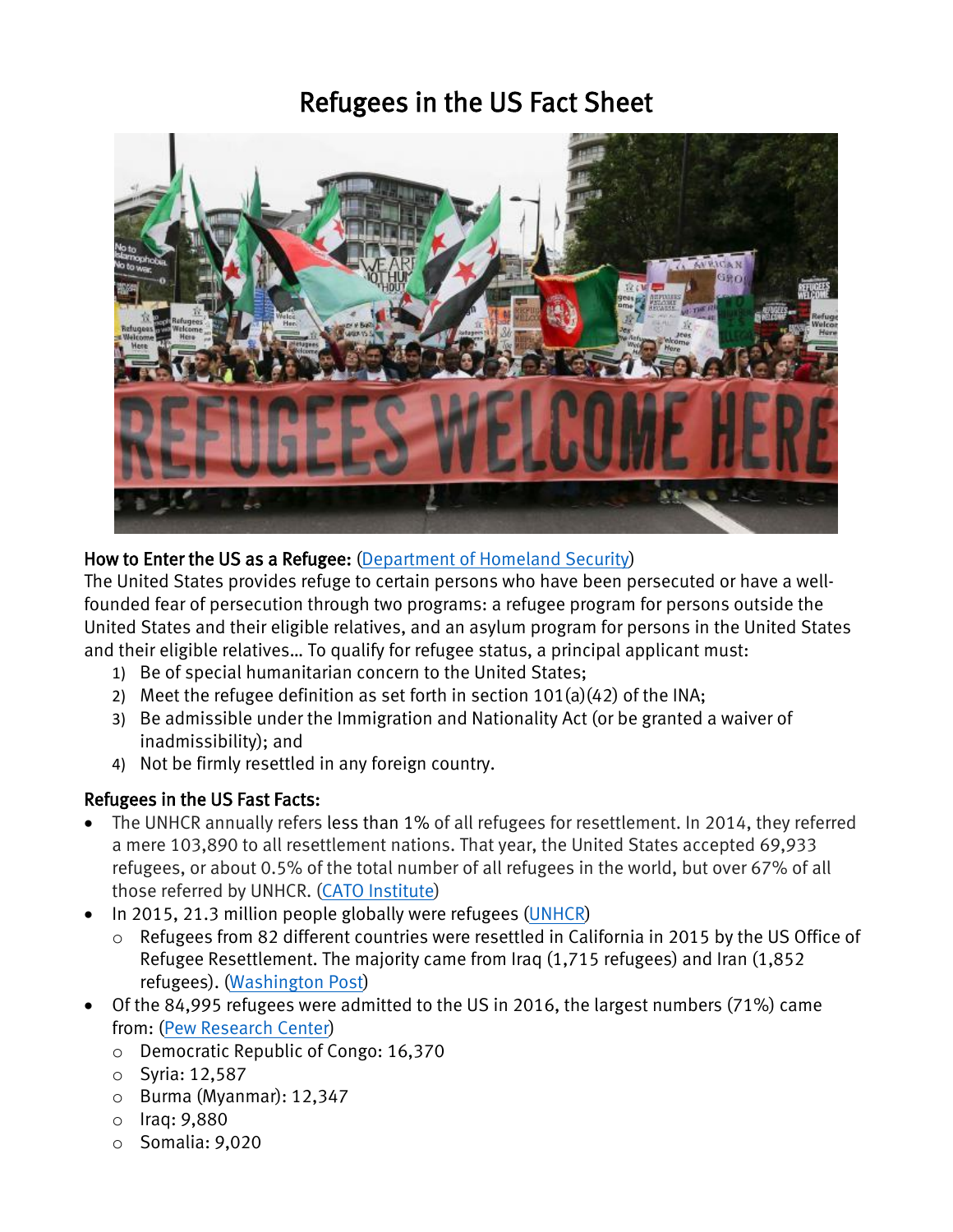# Refugees in the US Fact Sheet

**How to Enter the US as a Refugee:** ([Department of Homeland Security](#))

The United States provides refuge to certain persons who have been persecuted or have a well-founded fear of persecution through two programs: a refugee program for persons outside the United States and their eligible relatives, and an asylum program for persons in the United States and their eligible relatives… To qualify for refugee status, a principal applicant must:

1) Be of special humanitarian concern to the United States;
2) Meet the refugee definition as set forth in section 101(a)(42) of the INA;
3) Be admissible under the Immigration and Nationality Act (or be granted a waiver of inadmissibility); and
4) Not be firmly resettled in any foreign country.

**Refugees in the US Fast Facts:**

- The UNHCR annually refers less than 1% of all refugees for resettlement. In 2014, they referred a mere 103,890 to all resettlement nations. That year, the United States accepted 69,933 refugees, or about 0.5% of the total number of all refugees in the world, but over 67% of all those referred by UNHCR. ([CATO Institute](#))
- In 2015, 21.3 million people globally were refugees ([UNHCR](#))
  - Refugees from 82 different countries were resettled in California in 2015 by the US Office of Refugee Resettlement. The majority came from Iraq (1,715 refugees) and Iran (1,852 refugees). ([Washington Post](#))
- Of the 84,995 refugees were admitted to the US in 2016, the largest numbers (71%) came from: ([Pew Research Center](#))
  - Democratic Republic of Congo: 16,370
  - Syria: 12,587
  - Burma (Myanmar): 12,347
  - Iraq: 9,880
  - Somalia: 9,020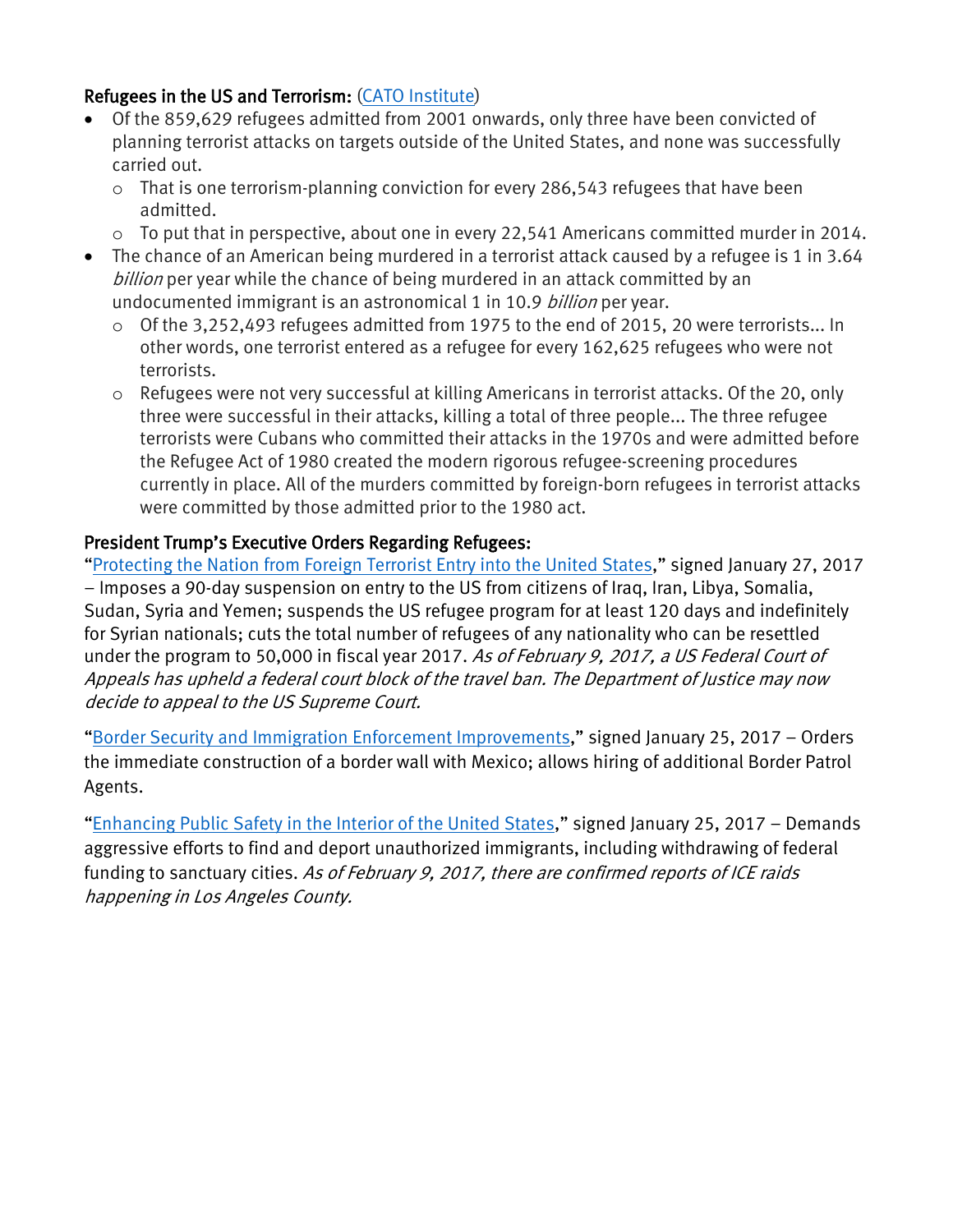**Refugees in the US and Terrorism:** (CATO Institute)

- Of the 859,629 refugees admitted from 2001 onwards, only three have been convicted of planning terrorist attacks on targets outside of the United States, and none was successfully carried out.
  - That is one terrorism-planning conviction for every 286,543 refugees that have been admitted.
  - To put that in perspective, about one in every 22,541 Americans committed murder in 2014.
- The chance of an American being murdered in a terrorist attack caused by a refugee is 1 in 3.64 *billion* per year while the chance of being murdered in an attack committed by an undocumented immigrant is an astronomical 1 in 10.9 *billion* per year.
  - Of the 3,252,493 refugees admitted from 1975 to the end of 2015, 20 were terrorists... In other words, one terrorist entered as a refugee for every 162,625 refugees who were not terrorists.
  - Refugees were not very successful at killing Americans in terrorist attacks. Of the 20, only three were successful in their attacks, killing a total of three people... The three refugee terrorists were Cubans who committed their attacks in the 1970s and were admitted before the Refugee Act of 1980 created the modern rigorous refugee-screening procedures currently in place. All of the murders committed by foreign-born refugees in terrorist attacks were committed by those admitted prior to the 1980 act.

**President Trump's Executive Orders Regarding Refugees:**

"Protecting the Nation from Foreign Terrorist Entry into the United States," signed January 27, 2017 – Imposes a 90-day suspension on entry to the US from citizens of Iraq, Iran, Libya, Somalia, Sudan, Syria and Yemen; suspends the US refugee program for at least 120 days and indefinitely for Syrian nationals; cuts the total number of refugees of any nationality who can be resettled under the program to 50,000 in fiscal year 2017. *As of February 9, 2017, a US Federal Court of Appeals has upheld a federal court block of the travel ban. The Department of Justice may now decide to appeal to the US Supreme Court.*

"Border Security and Immigration Enforcement Improvements," signed January 25, 2017 – Orders the immediate construction of a border wall with Mexico; allows hiring of additional Border Patrol Agents.

"Enhancing Public Safety in the Interior of the United States," signed January 25, 2017 – Demands aggressive efforts to find and deport unauthorized immigrants, including withdrawing of federal funding to sanctuary cities. *As of February 9, 2017, there are confirmed reports of ICE raids happening in Los Angeles County.*